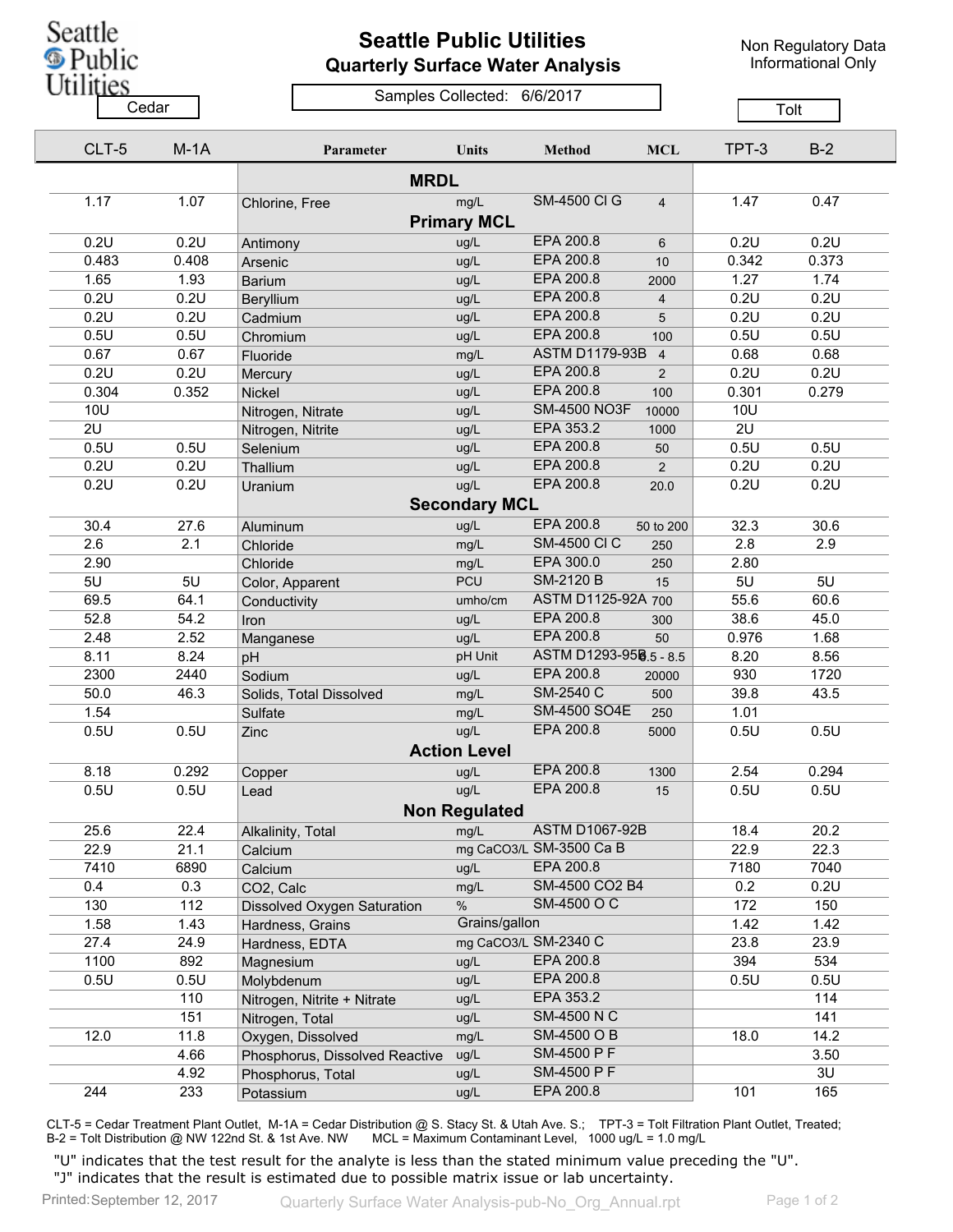# Seattle Public Utilities

## Quarterly Surface Water Analysis

Non Regulatory Data
Informational Only

Samples Collected: 6/6/2017

| Cedar | | | | | | Tolt | |
|---|---|---|---|---|---|---|---|
| **CLT-5** | **M-1A** | **Parameter** | **Units** | **Method** | **MCL** | **TPT-3** | **B-2** |
| | | **MRDL** | | | | | |
| 1.17 | 1.07 | Chlorine, Free | mg/L | SM-4500 Cl G | 4 | 1.47 | 0.47 |
| | | **Primary MCL** | | | | | |
| 0.2U | 0.2U | Antimony | ug/L | EPA 200.8 | 6 | 0.2U | 0.2U |
| 0.483 | 0.408 | Arsenic | ug/L | EPA 200.8 | 10 | 0.342 | 0.373 |
| 1.65 | 1.93 | Barium | ug/L | EPA 200.8 | 2000 | 1.27 | 1.74 |
| 0.2U | 0.2U | Beryllium | ug/L | EPA 200.8 | 4 | 0.2U | 0.2U |
| 0.2U | 0.2U | Cadmium | ug/L | EPA 200.8 | 5 | 0.2U | 0.2U |
| 0.5U | 0.5U | Chromium | ug/L | EPA 200.8 | 100 | 0.5U | 0.5U |
| 0.67 | 0.67 | Fluoride | mg/L | ASTM D1179-93B | 4 | 0.68 | 0.68 |
| 0.2U | 0.2U | Mercury | ug/L | EPA 200.8 | 2 | 0.2U | 0.2U |
| 0.304 | 0.352 | Nickel | ug/L | EPA 200.8 | 100 | 0.301 | 0.279 |
| 10U | | Nitrogen, Nitrate | ug/L | SM-4500 NO3F | 10000 | 10U | |
| 2U | | Nitrogen, Nitrite | ug/L | EPA 353.2 | 1000 | 2U | |
| 0.5U | 0.5U | Selenium | ug/L | EPA 200.8 | 50 | 0.5U | 0.5U |
| 0.2U | 0.2U | Thallium | ug/L | EPA 200.8 | 2 | 0.2U | 0.2U |
| 0.2U | 0.2U | Uranium | ug/L | EPA 200.8 | 20.0 | 0.2U | 0.2U |
| | | **Secondary MCL** | | | | | |
| 30.4 | 27.6 | Aluminum | ug/L | EPA 200.8 | 50 to 200 | 32.3 | 30.6 |
| 2.6 | 2.1 | Chloride | mg/L | SM-4500 Cl C | 250 | 2.8 | 2.9 |
| 2.90 | | Chloride | mg/L | EPA 300.0 | 250 | 2.80 | |
| 5U | 5U | Color, Apparent | PCU | SM-2120 B | 15 | 5U | 5U |
| 69.5 | 64.1 | Conductivity | umho/cm | ASTM D1125-92A | 700 | 55.6 | 60.6 |
| 52.8 | 54.2 | Iron | ug/L | EPA 200.8 | 300 | 38.6 | 45.0 |
| 2.48 | 2.52 | Manganese | ug/L | EPA 200.8 | 50 | 0.976 | 1.68 |
| 8.11 | 8.24 | pH | pH Unit | ASTM D1293-95B | 6.5 - 8.5 | 8.20 | 8.56 |
| 2300 | 2440 | Sodium | ug/L | EPA 200.8 | 20000 | 930 | 1720 |
| 50.0 | 46.3 | Solids, Total Dissolved | mg/L | SM-2540 C | 500 | 39.8 | 43.5 |
| 1.54 | | Sulfate | mg/L | SM-4500 SO4E | 250 | 1.01 | |
| 0.5U | 0.5U | Zinc | ug/L | EPA 200.8 | 5000 | 0.5U | 0.5U |
| | | **Action Level** | | | | | |
| 8.18 | 0.292 | Copper | ug/L | EPA 200.8 | 1300 | 2.54 | 0.294 |
| 0.5U | 0.5U | Lead | ug/L | EPA 200.8 | 15 | 0.5U | 0.5U |
| | | **Non Regulated** | | | | | |
| 25.6 | 22.4 | Alkalinity, Total | mg/L | ASTM D1067-92B | | 18.4 | 20.2 |
| 22.9 | 21.1 | Calcium | mg CaCO3/L | SM-3500 Ca B | | 22.9 | 22.3 |
| 7410 | 6890 | Calcium | ug/L | EPA 200.8 | | 7180 | 7040 |
| 0.4 | 0.3 | CO2, Calc | mg/L | SM-4500 CO2 B4 | | 0.2 | 0.2U |
| 130 | 112 | Dissolved Oxygen Saturation | % | SM-4500 O C | | 172 | 150 |
| 1.58 | 1.43 | Hardness, Grains | Grains/gallon | | | 1.42 | 1.42 |
| 27.4 | 24.9 | Hardness, EDTA | mg CaCO3/L | SM-2340 C | | 23.8 | 23.9 |
| 1100 | 892 | Magnesium | ug/L | EPA 200.8 | | 394 | 534 |
| 0.5U | 0.5U | Molybdenum | ug/L | EPA 200.8 | | 0.5U | 0.5U |
| | 110 | Nitrogen, Nitrite + Nitrate | ug/L | EPA 353.2 | | | 114 |
| | 151 | Nitrogen, Total | ug/L | SM-4500 N C | | | 141 |
| 12.0 | 11.8 | Oxygen, Dissolved | mg/L | SM-4500 O B | | 18.0 | 14.2 |
| | 4.66 | Phosphorus, Dissolved Reactive | ug/L | SM-4500 P F | | | 3.50 |
| | 4.92 | Phosphorus, Total | ug/L | SM-4500 P F | | | 3U |
| 244 | 233 | Potassium | ug/L | EPA 200.8 | | 101 | 165 |

CLT-5 = Cedar Treatment Plant Outlet, M-1A = Cedar Distribution @ S. Stacy St. & Utah Ave. S.; TPT-3 = Tolt Filtration Plant Outlet, Treated; B-2 = Tolt Distribution @ NW 122nd St. & 1st Ave. NW MCL = Maximum Contaminant Level, 1000 ug/L = 1.0 mg/L

"U" indicates that the test result for the analyte is less than the stated minimum value preceding the "U".
"J" indicates that the result is estimated due to possible matrix issue or lab uncertainty.

Printed: September 12, 2017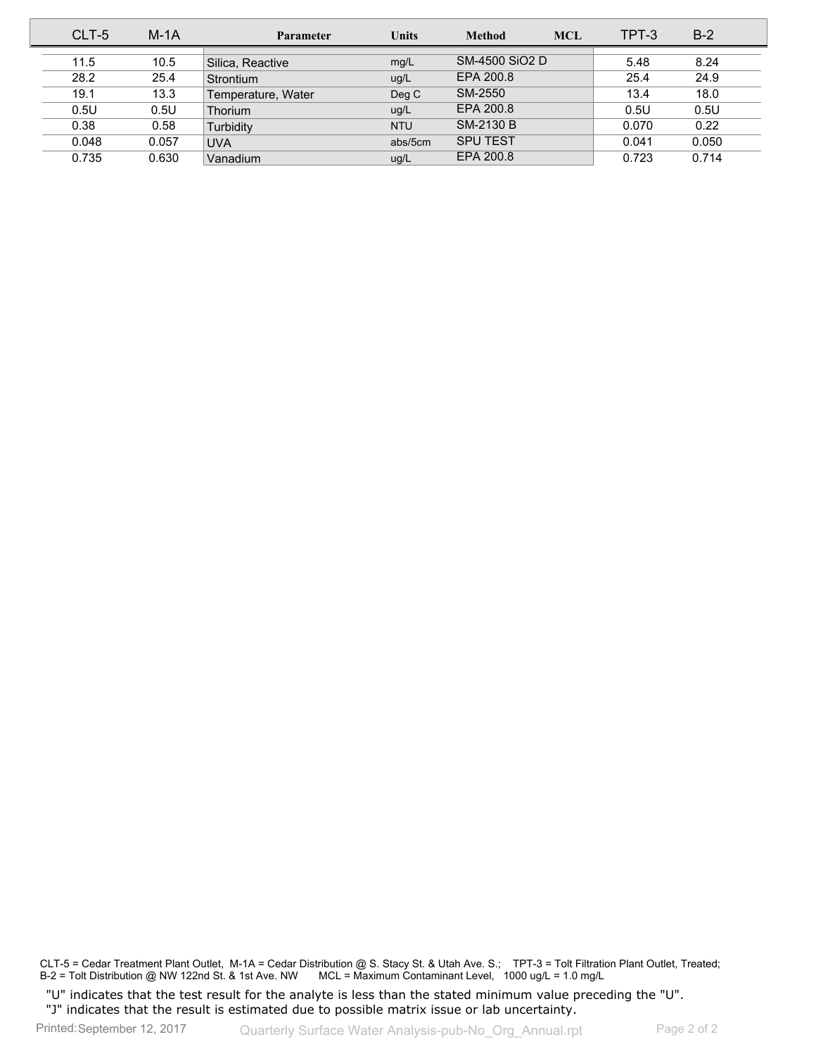| CLT-5 | M-1A | Parameter | Units | Method | MCL | TPT-3 | B-2 |
|---|---|---|---|---|---|---|---|
| 11.5 | 10.5 | Silica, Reactive | mg/L | SM-4500 SiO2 D | | 5.48 | 8.24 |
| 28.2 | 25.4 | Strontium | ug/L | EPA 200.8 | | 25.4 | 24.9 |
| 19.1 | 13.3 | Temperature, Water | Deg C | SM-2550 | | 13.4 | 18.0 |
| 0.5U | 0.5U | Thorium | ug/L | EPA 200.8 | | 0.5U | 0.5U |
| 0.38 | 0.58 | Turbidity | NTU | SM-2130 B | | 0.070 | 0.22 |
| 0.048 | 0.057 | UVA | abs/5cm | SPU TEST | | 0.041 | 0.050 |
| 0.735 | 0.630 | Vanadium | ug/L | EPA 200.8 | | 0.723 | 0.714 |

CLT-5 = Cedar Treatment Plant Outlet, M-1A = Cedar Distribution @ S. Stacy St. & Utah Ave. S.; TPT-3 = Tolt Filtration Plant Outlet, Treated; B-2 = Tolt Distribution @ NW 122nd St. & 1st Ave. NW MCL = Maximum Contaminant Level, 1000 ug/L = 1.0 mg/L

"U" indicates that the test result for the analyte is less than the stated minimum value preceding the "U".
"J" indicates that the result is estimated due to possible matrix issue or lab uncertainty.

Printed: September 12, 2017 Quarterly Surface Water Analysis-pub-No_Org_Annual.rpt